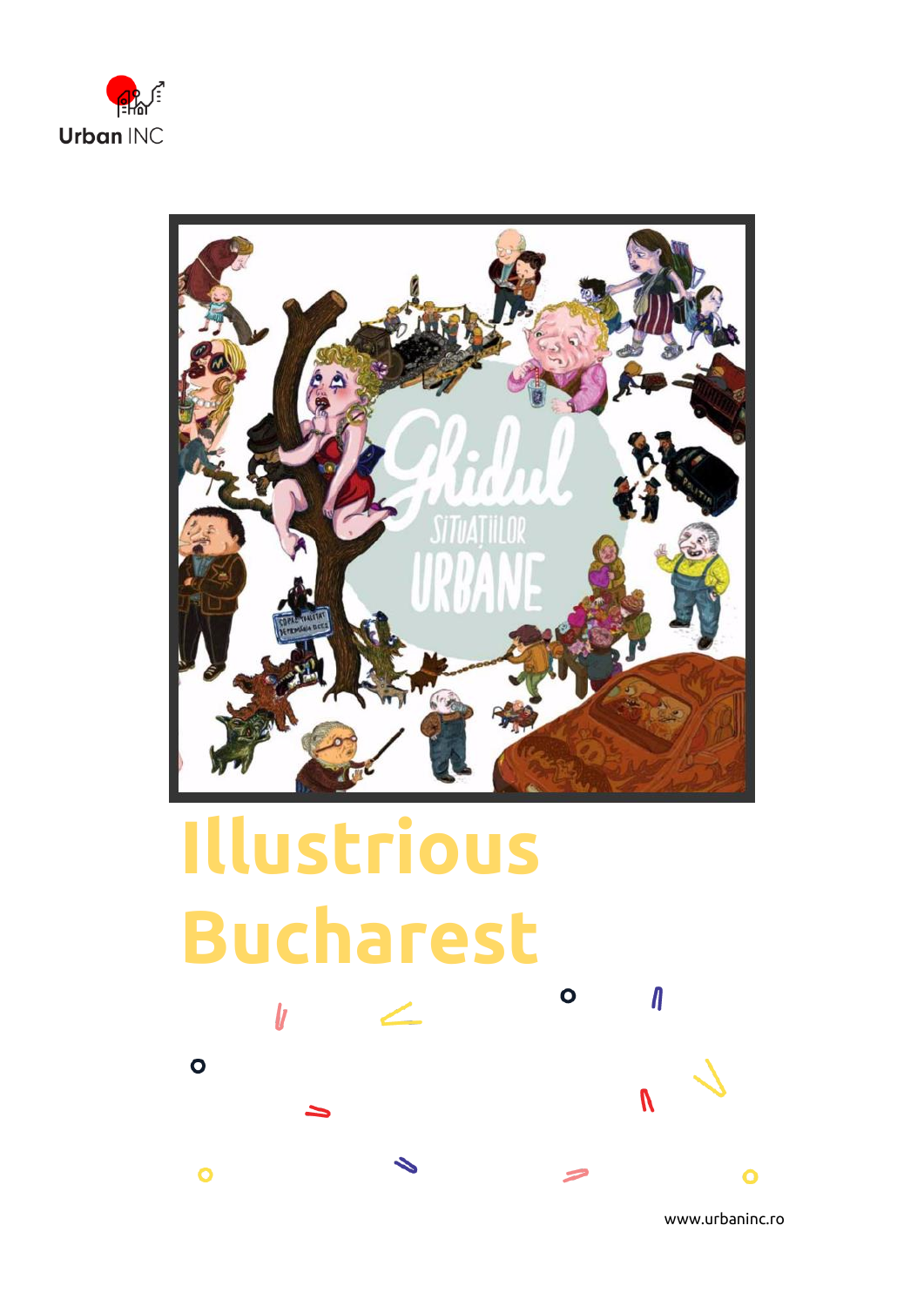Urban INC

# Illustrious Bucharest

www.urbaninc.ro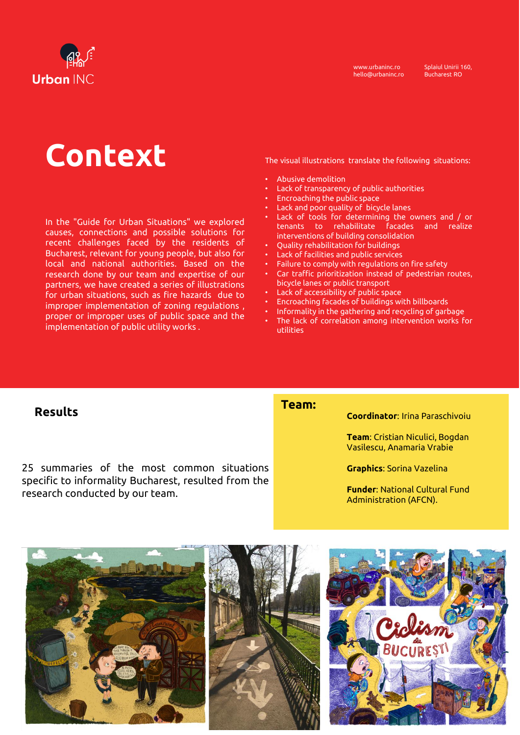Urban INC

www.urbaninc.ro
hello@urbaninc.ro

Splaiul Unirii 160,
Bucharest RO

# Context

In the "Guide for Urban Situations" we explored causes, connections and possible solutions for recent challenges faced by the residents of Bucharest, relevant for young people, but also for local and national authorities. Based on the research done by our team and expertise of our partners, we have created a series of illustrations for urban situations, such as fire hazards due to improper implementation of zoning regulations , proper or improper uses of public space and the implementation of public utility works .

The visual illustrations translate the following situations:

- Abusive demolition
- Lack of transparency of public authorities
- Encroaching the public space
- Lack and poor quality of bicycle lanes
- Lack of tools for determining the owners and / or tenants to rehabilitate facades and realize interventions of building consolidation
- Quality rehabilitation for buildings
- Lack of facilities and public services
- Failure to comply with regulations on fire safety
- Car traffic prioritization instead of pedestrian routes, bicycle lanes or public transport
- Lack of accessibility of public space
- Encroaching facades of buildings with billboards
- Informality in the gathering and recycling of garbage
- The lack of correlation among intervention works for utilities

## Results

25 summaries of the most common situations specific to informality Bucharest, resulted from the research conducted by our team.

## Team:

**Coordinator**: Irina Paraschivoiu

**Team**: Cristian Niculici, Bogdan Vasilescu, Anamaria Vrabie

**Graphics**: Sorina Vazelina

**Funder**: National Cultural Fund Administration (AFCN).